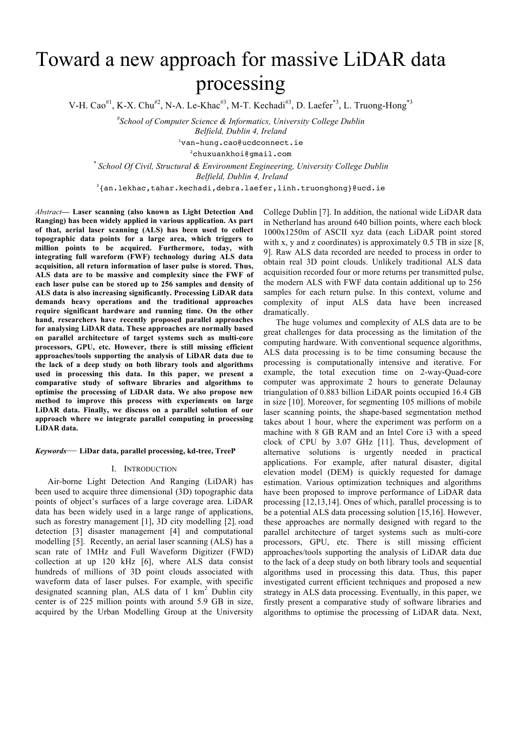# Toward a new approach for massive LiDAR data processing

V-H. Cao[#1], K-X. Chu[#2], N-A. Le-Khac[#3], M-T. Kechadi[#3], D. Laefer[*3], L. Truong-Hong[*3]

[#]School of Computer Science & Informatics, University College Dublin
Belfield, Dublin 4, Ireland

[1]van-hung.cao@ucdconnect.ie

[2]chuxuankhoi@gmail.com

[*] School Of Civil, Structural & Environment Engineering, University College Dublin
Belfield, Dublin 4, Ireland

[3]{an.lekhac,tahar.kechadi,debra.laefer,linh.truonghong}@ucd.ie

*Abstract*— **Laser scanning (also known as Light Detection And Ranging) has been widely applied in various application. As part of that, aerial laser scanning (ALS) has been used to collect topographic data points for a large area, which triggers to million points to be acquired. Furthermore, today, with integrating full wareform (FWF) technology during ALS data acquisition, all return information of laser pulse is stored. Thus, ALS data are to be massive and complexity since the FWF of each laser pulse can be stored up to 256 samples and density of ALS data is also increasing significantly. Processing LiDAR data demands heavy operations and the traditional approaches require significant hardware and running time. On the other hand, researchers have recently proposed parallel approaches for analysing LiDAR data. These approaches are normally based on parallel architecture of target systems such as multi-core processors, GPU, etc. However, there is still missing efficient approaches/tools supporting the analysis of LiDAR data due to the lack of a deep study on both library tools and algorithms used in processing this data. In this paper, we present a comparative study of software libraries and algorithms to optimise the processing of LiDAR data. We also propose new method to improve this process with experiments on large LiDAR data. Finally, we discuss on a parallel solution of our approach where we integrate parallel computing in processing LiDAR data.**

*Keywords*— **LiDar data, parallel processing, kd-tree, TreeP**

## I. Introduction

Air-borne Light Detection And Ranging (LiDAR) has been used to acquire three dimensional (3D) topographic data points of object's surfaces of a large coverage area. LiDAR data has been widely used in a large range of applications, such as forestry management [1], 3D city modelling [2], road detection [3] disaster management [4] and computational modelling [5]. Recently, an aerial laser scanning (ALS) has a scan rate of 1MHz and Full Waveform Digitizer (FWD) collection at up 120 kHz [6], where ALS data consist hundreds of millions of 3D point clouds associated with waveform data of laser pulses. For example, with specific designated scanning plan, ALS data of 1 km$^2$ Dublin city center is of 225 million points with around 5.9 GB in size, acquired by the Urban Modelling Group at the University College Dublin [7]. In addition, the national wide LiDAR data in Netherland has around 640 billion points, where each block 1000x1250m of ASCII xyz data (each LiDAR point stored with x, y and z coordinates) is approximately 0.5 TB in size [8, 9]. Raw ALS data recorded are needed to process in order to obtain real 3D point clouds. Unlikely traditional ALS data acquisition recorded four or more returns per transmitted pulse, the modern ALS with FWF data contain additional up to 256 samples for each return pulse. In this context, volume and complexity of input ALS data have been increased dramatically.

The huge volumes and complexity of ALS data are to be great challenges for data processing as the limitation of the computing hardware. With conventional sequence algorithms, ALS data processing is to be time consuming because the processing is computationally intensive and iterative. For example, the total execution time on 2-way-Quad-core computer was approximate 2 hours to generate Delaunay triangulation of 0.883 billion LiDAR points occupied 16.4 GB in size [10]. Moreover, for segmenting 105 millions of mobile laser scanning points, the shape-based segmentation method takes about 1 hour, where the experiment was perform on a machine with 8 GB RAM and an Intel Core i3 with a speed clock of CPU by 3.07 GHz [11]. Thus, development of alternative solutions is urgently needed in practical applications. For example, after natural disaster, digital elevation model (DEM) is quickly requested for damage estimation. Various optimization techniques and algorithms have been proposed to improve performance of LiDAR data processing [12,13,14]. Ones of which, parallel processing is to be a potential ALS data processing solution [15,16]. However, these approaches are normally designed with regard to the parallel architecture of target systems such as multi-core processors, GPU, etc. There is still missing efficient approaches/tools supporting the analysis of LiDAR data due to the lack of a deep study on both library tools and sequential algorithms used in processing this data. Thus, this paper investigated current efficient techniques and proposed a new strategy in ALS data processing. Eventually, in this paper, we firstly present a comparative study of software libraries and algorithms to optimise the processing of LiDAR data. Next,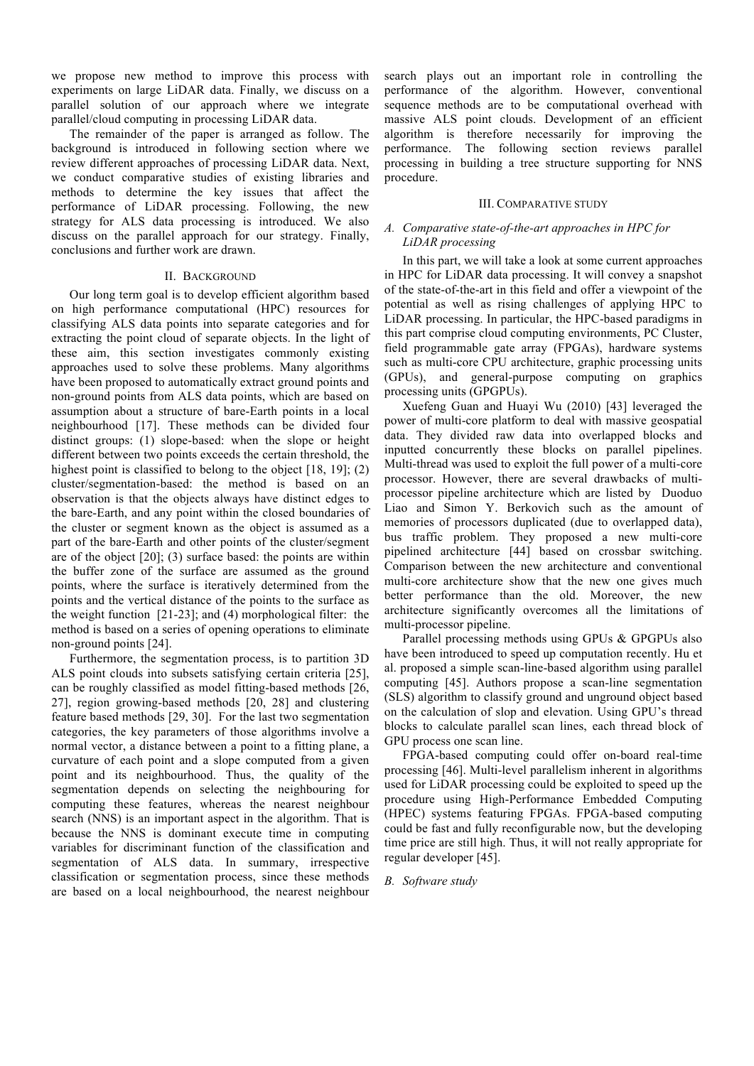we propose new method to improve this process with experiments on large LiDAR data. Finally, we discuss on a parallel solution of our approach where we integrate parallel/cloud computing in processing LiDAR data.

The remainder of the paper is arranged as follow. The background is introduced in following section where we review different approaches of processing LiDAR data. Next, we conduct comparative studies of existing libraries and methods to determine the key issues that affect the performance of LiDAR processing. Following, the new strategy for ALS data processing is introduced. We also discuss on the parallel approach for our strategy. Finally, conclusions and further work are drawn.

## II. Background

Our long term goal is to develop efficient algorithm based on high performance computational (HPC) resources for classifying ALS data points into separate categories and for extracting the point cloud of separate objects. In the light of these aim, this section investigates commonly existing approaches used to solve these problems. Many algorithms have been proposed to automatically extract ground points and non-ground points from ALS data points, which are based on assumption about a structure of bare-Earth points in a local neighbourhood [17]. These methods can be divided four distinct groups: (1) slope-based: when the slope or height different between two points exceeds the certain threshold, the highest point is classified to belong to the object [18, 19]; (2) cluster/segmentation-based: the method is based on an observation is that the objects always have distinct edges to the bare-Earth, and any point within the closed boundaries of the cluster or segment known as the object is assumed as a part of the bare-Earth and other points of the cluster/segment are of the object [20]; (3) surface based: the points are within the buffer zone of the surface are assumed as the ground points, where the surface is iteratively determined from the points and the vertical distance of the points to the surface as the weight function [21-23]; and (4) morphological filter: the method is based on a series of opening operations to eliminate non-ground points [24].

Furthermore, the segmentation process, is to partition 3D ALS point clouds into subsets satisfying certain criteria [25], can be roughly classified as model fitting-based methods [26, 27], region growing-based methods [20, 28] and clustering feature based methods [29, 30]. For the last two segmentation categories, the key parameters of those algorithms involve a normal vector, a distance between a point to a fitting plane, a curvature of each point and a slope computed from a given point and its neighbourhood. Thus, the quality of the segmentation depends on selecting the neighbouring for computing these features, whereas the nearest neighbour search (NNS) is an important aspect in the algorithm. That is because the NNS is dominant execute time in computing variables for discriminant function of the classification and segmentation of ALS data. In summary, irrespective classification or segmentation process, since these methods are based on a local neighbourhood, the nearest neighbour search plays out an important role in controlling the performance of the algorithm. However, conventional sequence methods are to be computational overhead with massive ALS point clouds. Development of an efficient algorithm is therefore necessarily for improving the performance. The following section reviews parallel processing in building a tree structure supporting for NNS procedure.

## III. Comparative study

### A. *Comparative state-of-the-art approaches in HPC for LiDAR processing*

In this part, we will take a look at some current approaches in HPC for LiDAR data processing. It will convey a snapshot of the state-of-the-art in this field and offer a viewpoint of the potential as well as rising challenges of applying HPC to LiDAR processing. In particular, the HPC-based paradigms in this part comprise cloud computing environments, PC Cluster, field programmable gate array (FPGAs), hardware systems such as multi-core CPU architecture, graphic processing units (GPUs), and general-purpose computing on graphics processing units (GPGPUs).

Xuefeng Guan and Huayi Wu (2010) [43] leveraged the power of multi-core platform to deal with massive geospatial data. They divided raw data into overlapped blocks and inputted concurrently these blocks on parallel pipelines. Multi-thread was used to exploit the full power of a multi-core processor. However, there are several drawbacks of multi-processor pipeline architecture which are listed by Duoduo Liao and Simon Y. Berkovich such as the amount of memories of processors duplicated (due to overlapped data), bus traffic problem. They proposed a new multi-core pipelined architecture [44] based on crossbar switching. Comparison between the new architecture and conventional multi-core architecture show that the new one gives much better performance than the old. Moreover, the new architecture significantly overcomes all the limitations of multi-processor pipeline.

Parallel processing methods using GPUs & GPGPUs also have been introduced to speed up computation recently. Hu et al. proposed a simple scan-line-based algorithm using parallel computing [45]. Authors propose a scan-line segmentation (SLS) algorithm to classify ground and unground object based on the calculation of slop and elevation. Using GPU's thread blocks to calculate parallel scan lines, each thread block of GPU process one scan line.

FPGA-based computing could offer on-board real-time processing [46]. Multi-level parallelism inherent in algorithms used for LiDAR processing could be exploited to speed up the procedure using High-Performance Embedded Computing (HPEC) systems featuring FPGAs. FPGA-based computing could be fast and fully reconfigurable now, but the developing time price are still high. Thus, it will not really appropriate for regular developer [45].

### B. *Software study*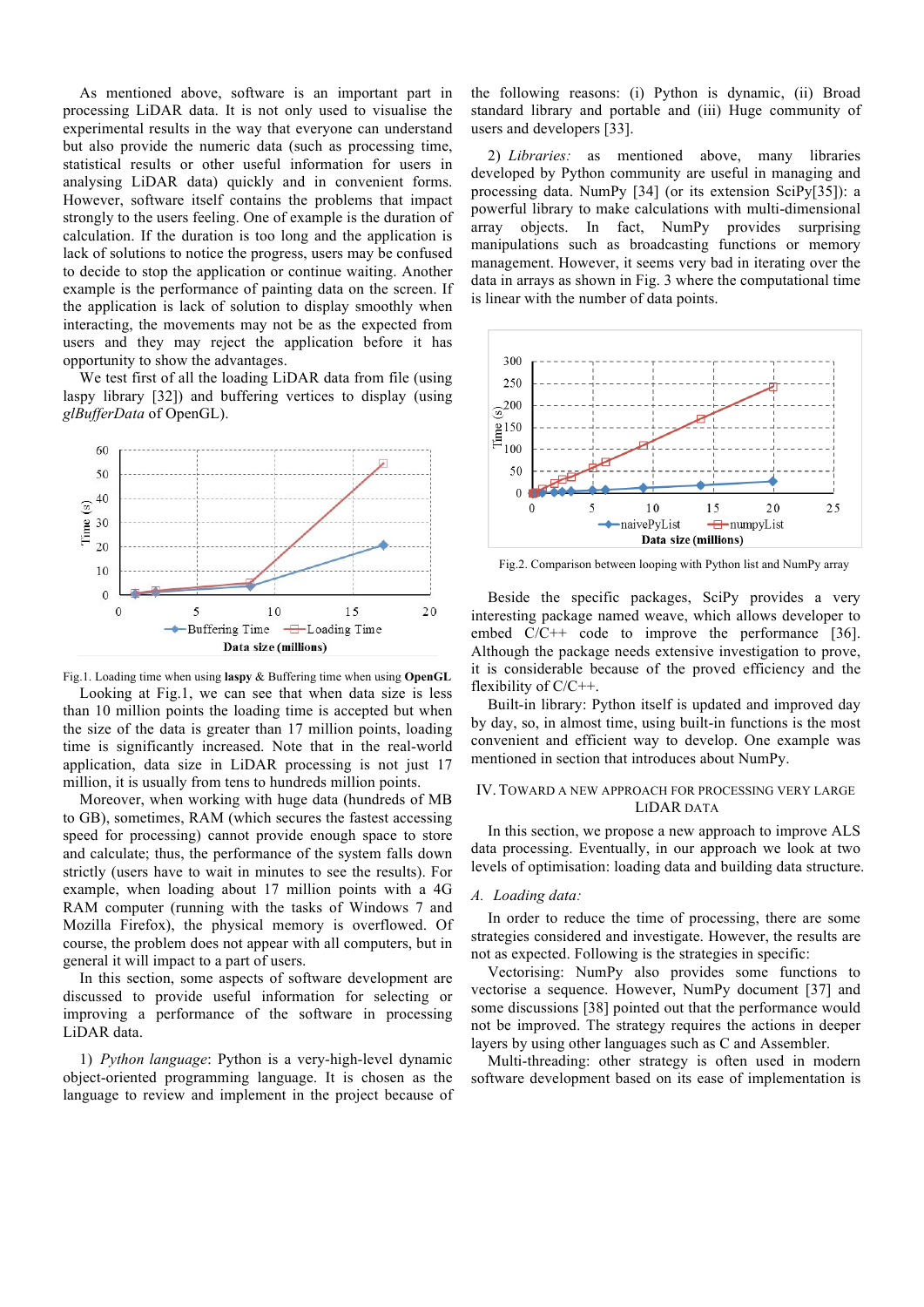As mentioned above, software is an important part in processing LiDAR data. It is not only used to visualise the experimental results in the way that everyone can understand but also provide the numeric data (such as processing time, statistical results or other useful information for users in analysing LiDAR data) quickly and in convenient forms. However, software itself contains the problems that impact strongly to the users feeling. One of example is the duration of calculation. If the duration is too long and the application is lack of solutions to notice the progress, users may be confused to decide to stop the application or continue waiting. Another example is the performance of painting data on the screen. If the application is lack of solution to display smoothly when interacting, the movements may not be as the expected from users and they may reject the application before it has opportunity to show the advantages.

We test first of all the loading LiDAR data from file (using laspy library [32]) and buffering vertices to display (using *glBufferData* of OpenGL).

Fig.1. Loading time when using **laspy** & Buffering time when using **OpenGL**

Looking at Fig.1, we can see that when data size is less than 10 million points the loading time is accepted but when the size of the data is greater than 17 million points, loading time is significantly increased. Note that in the real-world application, data size in LiDAR processing is not just 17 million, it is usually from tens to hundreds million points.

Moreover, when working with huge data (hundreds of MB to GB), sometimes, RAM (which secures the fastest accessing speed for processing) cannot provide enough space to store and calculate; thus, the performance of the system falls down strictly (users have to wait in minutes to see the results). For example, when loading about 17 million points with a 4G RAM computer (running with the tasks of Windows 7 and Mozilla Firefox), the physical memory is overflowed. Of course, the problem does not appear with all computers, but in general it will impact to a part of users.

In this section, some aspects of software development are discussed to provide useful information for selecting or improving a performance of the software in processing LiDAR data.

1) *Python language*: Python is a very-high-level dynamic object-oriented programming language. It is chosen as the language to review and implement in the project because of the following reasons: (i) Python is dynamic, (ii) Broad standard library and portable and (iii) Huge community of users and developers [33].

2) *Libraries:* as mentioned above, many libraries developed by Python community are useful in managing and processing data. NumPy [34] (or its extension SciPy[35]): a powerful library to make calculations with multi-dimensional array objects. In fact, NumPy provides surprising manipulations such as broadcasting functions or memory management. However, it seems very bad in iterating over the data in arrays as shown in Fig. 3 where the computational time is linear with the number of data points.

Fig.2. Comparison between looping with Python list and NumPy array

Beside the specific packages, SciPy provides a very interesting package named weave, which allows developer to embed C/C++ code to improve the performance [36]. Although the package needs extensive investigation to prove, it is considerable because of the proved efficiency and the flexibility of C/C++.

Built-in library: Python itself is updated and improved day by day, so, in almost time, using built-in functions is the most convenient and efficient way to develop. One example was mentioned in section that introduces about NumPy.

## IV. Toward a new approach for processing very large LiDAR data

In this section, we propose a new approach to improve ALS data processing. Eventually, in our approach we look at two levels of optimisation: loading data and building data structure.

### *A. Loading data:*

In order to reduce the time of processing, there are some strategies considered and investigate. However, the results are not as expected. Following is the strategies in specific:

Vectorising: NumPy also provides some functions to vectorise a sequence. However, NumPy document [37] and some discussions [38] pointed out that the performance would not be improved. The strategy requires the actions in deeper layers by using other languages such as C and Assembler.

Multi-threading: other strategy is often used in modern software development based on its ease of implementation is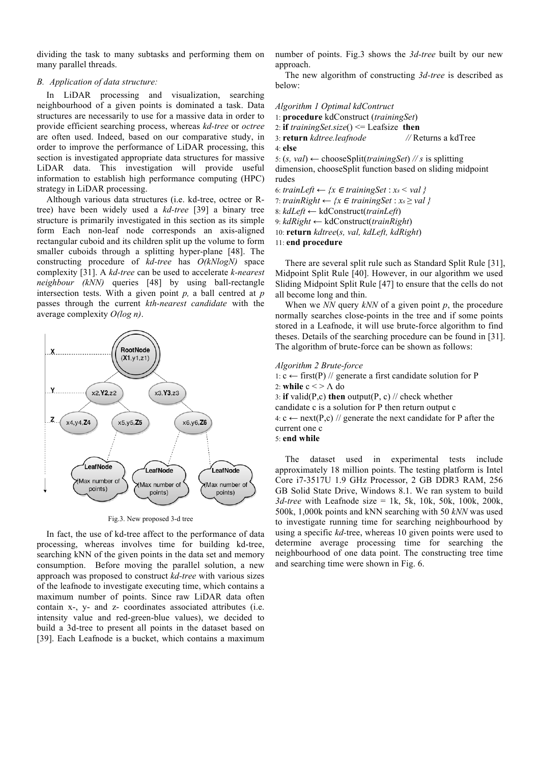dividing the task to many subtasks and performing them on many parallel threads.

### *B. Application of data structure:*

In LiDAR processing and visualization, searching neighbourhood of a given points is dominated a task. Data structures are necessarily to use for a massive data in order to provide efficient searching process, whereas *kd-tree* or *octree* are often used. Indeed, based on our comparative study, in order to improve the performance of LiDAR processing, this section is investigated appropriate data structures for massive LiDAR data. This investigation will provide useful information to establish high performance computing (HPC) strategy in LiDAR processing.

Although various data structures (i.e. kd-tree, octree or R-tree) have been widely used a *kd-tree* [39] a binary tree structure is primarily investigated in this section as its simple form Each non-leaf node corresponds an axis-aligned rectangular cuboid and its children split up the volume to form smaller cuboids through a splitting hyper-plane [48]. The constructing procedure of *kd-tree* has $O(kNlogN)$ space complexity [31]. A *kd-tree* can be used to accelerate *k-nearest neighbour (kNN)* queries [48] by using ball-rectangle intersection tests. With a given point $p$, a ball centred at $p$ passes through the current *kth-nearest candidate* with the average complexity $O(\log n)$.

Fig.3. New proposed 3-d tree

In fact, the use of kd-tree affect to the performance of data processing, whereas involves time for building kd-tree, searching kNN of the given points in the data set and memory consumption. Before moving the parallel solution, a new approach was proposed to construct *kd-tree* with various sizes of the leafnode to investigate executing time, which contains a maximum number of points. Since raw LiDAR data often contain x-, y- and z- coordinates associated attributes (i.e. intensity value and red-green-blue values), we decided to build a 3d-tree to present all points in the dataset based on [39]. Each Leafnode is a bucket, which contains a maximum number of points. Fig.3 shows the *3d-tree* built by our new approach.

The new algorithm of constructing *3d-tree* is described as below:

*Algorithm 1 Optimal kdContruct*

1: **procedure** kdConstruct (*trainingSet*)
2: **if** *trainingSet.size*() <= Leafsize **then**
3: **return** *kdtree.leafnode* // Returns a kdTree
4: **else**
5: (*s, val*) ← chooseSplit(*trainingSet*) // *s* is splitting dimension, chooseSplit function based on sliding midpoint rudes
6: *trainLeft* ← {*x* ∈ *trainingSet* : $x_s < val$ }
7: *trainRight* ← {*x* ∈ *trainingSet* : $x_s \geq val$ }
8: *kdLeft* ← kdConstruct(*trainLeft*)
9: *kdRight* ← kdConstruct(*trainRight*)
10: **return** *kdtree*(*s, val, kdLeft, kdRight*)
11: **end procedure**

There are several split rule such as Standard Split Rule [31], Midpoint Split Rule [40]. However, in our algorithm we used Sliding Midpoint Split Rule [47] to ensure that the cells do not all become long and thin.

When we *NN* query *kNN* of a given point *p*, the procedure normally searches close-points in the tree and if some points stored in a Leafnode, it will use brute-force algorithm to find theses. Details of the searching procedure can be found in [31]. The algorithm of brute-force can be shown as follows:

*Algorithm 2 Brute-force*

1: c ← first(P) // generate a first candidate solution for P
2: **while** c < > Λ do
3: **if** valid(P,c) **then** output(P, c) // check whether candidate c is a solution for P then return output c
4: c ← next(P,c) // generate the next candidate for P after the current one c
5: **end while**

The dataset used in experimental tests include approximately 18 million points. The testing platform is Intel Core i7-3517U 1.9 GHz Processor, 2 GB DDR3 RAM, 256 GB Solid State Drive, Windows 8.1. We ran system to build *3d-tree* with Leafnode size = 1k, 5k, 10k, 50k, 100k, 200k, 500k, 1,000k points and kNN searching with 50 *kNN* was used to investigate running time for searching neighbourhood by using a specific *kd*-tree, whereas 10 given points were used to determine average processing time for searching the neighbourhood of one data point. The constructing tree time and searching time were shown in Fig. 6.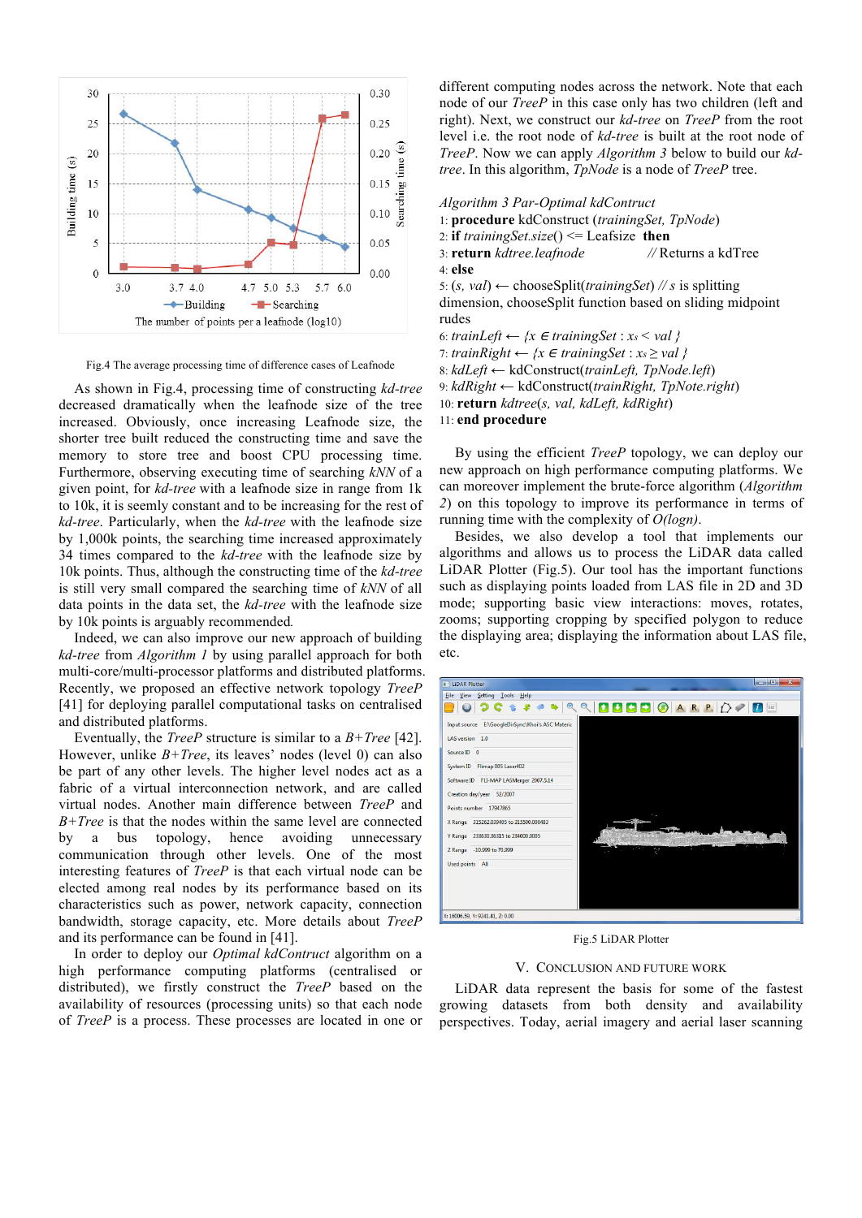Fig.4 The average processing time of difference cases of Leafnode

As shown in Fig.4, processing time of constructing *kd-tree* decreased dramatically when the leafnode size of the tree increased. Obviously, once increasing Leafnode size, the shorter tree built reduced the constructing time and save the memory to store tree and boost CPU processing time. Furthermore, observing executing time of searching *kNN* of a given point, for *kd-tree* with a leafnode size in range from 1k to 10k, it is seemly constant and to be increasing for the rest of *kd-tree*. Particularly, when the *kd-tree* with the leafnode size by 1,000k points, the searching time increased approximately 34 times compared to the *kd-tree* with the leafnode size by 10k points. Thus, although the constructing time of the *kd-tree* is still very small compared the searching time of *kNN* of all data points in the data set, the *kd-tree* with the leafnode size by 10k points is arguably recommended.

Indeed, we can also improve our new approach of building *kd-tree* from *Algorithm 1* by using parallel approach for both multi-core/multi-processor platforms and distributed platforms. Recently, we proposed an effective network topology *TreeP* [41] for deploying parallel computational tasks on centralised and distributed platforms.

Eventually, the *TreeP* structure is similar to a *B+Tree* [42]. However, unlike *B+Tree*, its leaves' nodes (level 0) can also be part of any other levels. The higher level nodes act as a fabric of a virtual interconnection network, and are called virtual nodes. Another main difference between *TreeP* and *B+Tree* is that the nodes within the same level are connected by a bus topology, hence avoiding unnecessary communication through other levels. One of the most interesting features of *TreeP* is that each virtual node can be elected among real nodes by its performance based on its characteristics such as power, network capacity, connection bandwidth, storage capacity, etc. More details about *TreeP* and its performance can be found in [41].

In order to deploy our *Optimal kdContruct* algorithm on a high performance computing platforms (centralised or distributed), we firstly construct the *TreeP* based on the availability of resources (processing units) so that each node of *TreeP* is a process. These processes are located in one or different computing nodes across the network. Note that each node of our *TreeP* in this case only has two children (left and right). Next, we construct our *kd-tree* on *TreeP* from the root level i.e. the root node of *kd-tree* is built at the root node of *TreeP*. Now we can apply *Algorithm 3* below to build our *kd-tree*. In this algorithm, *TpNode* is a node of *TreeP* tree.

*Algorithm 3 Par-Optimal kdContruct*

1: **procedure** kdConstruct (*trainingSet, TpNode*)
2: **if** *trainingSet.size*() <= Leafsize **then**
3: **return** *kdtree.leafnode* // Returns a kdTree
4: **else**
5: (*s, val*) ← chooseSplit(*trainingSet*) // *s* is splitting dimension, chooseSplit function based on sliding midpoint rudes
6: *trainLeft* ← *{x ∈ trainingSet* : $x_s$ < *val }*
7: *trainRight* ← *{x ∈ trainingSet* : $x_s \geq$ *val }*
8: *kdLeft* ← kdConstruct(*trainLeft, TpNode.left*)
9: *kdRight* ← kdConstruct(*trainRight, TpNote.right*)
10: **return** *kdtree*(*s, val, kdLeft, kdRight*)
11: **end procedure**

By using the efficient *TreeP* topology, we can deploy our new approach on high performance computing platforms. We can moreover implement the brute-force algorithm (*Algorithm 2*) on this topology to improve its performance in terms of running time with the complexity of *O(logn)*.

Besides, we also develop a tool that implements our algorithms and allows us to process the LiDAR data called LiDAR Plotter (Fig.5). Our tool has the important functions such as displaying points loaded from LAS file in 2D and 3D mode; supporting basic view interactions: moves, rotates, zooms; supporting cropping by specified polygon to reduce the displaying area; displaying the information about LAS file, etc.

Fig.5 LiDAR Plotter

## V. Conclusion and Future Work

LiDAR data represent the basis for some of the fastest growing datasets from both density and availability perspectives. Today, aerial imagery and aerial laser scanning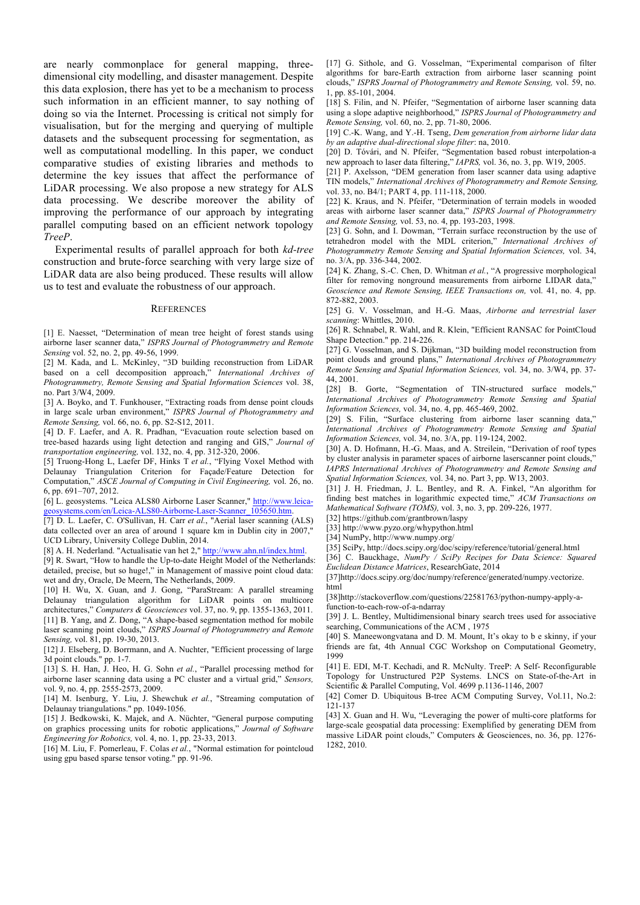are nearly commonplace for general mapping, three-dimensional city modelling, and disaster management. Despite this data explosion, there has yet to be a mechanism to process such information in an efficient manner, to say nothing of doing so via the Internet. Processing is critical not simply for visualisation, but for the merging and querying of multiple datasets and the subsequent processing for segmentation, as well as computational modelling. In this paper, we conduct comparative studies of existing libraries and methods to determine the key issues that affect the performance of LiDAR processing. We also propose a new strategy for ALS data processing. We describe moreover the ability of improving the performance of our approach by integrating parallel computing based on an efficient network topology *TreeP*.

Experimental results of parallel approach for both *kd-tree* construction and brute-force searching with very large size of LiDAR data are also being produced. These results will allow us to test and evaluate the robustness of our approach.

## References

[1] E. Naesset, "Determination of mean tree height of forest stands using airborne laser scanner data," *ISPRS Journal of Photogrammetry and Remote Sensing* vol. 52, no. 2, pp. 49-56, 1999.

[2] M. Kada, and L. McKinley, "3D building reconstruction from LiDAR based on a cell decomposition approach," *International Archives of Photogrammetry, Remote Sensing and Spatial Information Sciences* vol. 38, no. Part 3/W4, 2009.

[3] A. Boyko, and T. Funkhouser, "Extracting roads from dense point clouds in large scale urban environment," *ISPRS Journal of Photogrammetry and Remote Sensing,* vol. 66, no. 6, pp. S2-S12, 2011.

[4] D. F. Laefer, and A. R. Pradhan, "Evacuation route selection based on tree-based hazards using light detection and ranging and GIS," *Journal of transportation engineering,* vol. 132, no. 4, pp. 312-320, 2006.

[5] Truong-Hong L, Laefer DF, Hinks T *et al.*, "Flying Voxel Method with Delaunay Triangulation Criterion for Façade/Feature Detection for Computation," *ASCE Journal of Computing in Civil Engineering,* vol. 26, no. 6, pp. 691–707, 2012.

[6] L. geosystems. "Leica ALS80 Airborne Laser Scanner," http://www.leica-geosystems.com/en/Leica-ALS80-Airborne-Laser-Scanner_105650.htm.

[7] D. L. Laefer, C. O'Sullivan, H. Carr *et al.*, "Aerial laser scanning (ALS) data collected over an area of around 1 square km in Dublin city in 2007," UCD Library, University College Dublin, 2014.

[8] A. H. Nederland. "Actualisatie van het 2," http://www.ahn.nl/index.html.

[9] R. Swart, "How to handle the Up-to-date Height Model of the Netherlands: detailed, precise, but so huge!," in Management of massive point cloud data: wet and dry, Oracle, De Meern, The Netherlands, 2009.

[10] H. Wu, X. Guan, and J. Gong, "ParaStream: A parallel streaming Delaunay triangulation algorithm for LiDAR points on multicore architectures," *Computers & Geosciences* vol. 37, no. 9, pp. 1355-1363, 2011.

[11] B. Yang, and Z. Dong, "A shape-based segmentation method for mobile laser scanning point clouds," *ISPRS Journal of Photogrammetry and Remote Sensing,* vol. 81, pp. 19-30, 2013.

[12] J. Elseberg, D. Borrmann, and A. Nuchter, "Efficient processing of large 3d point clouds." pp. 1-7.

[13] S. H. Han, J. Heo, H. G. Sohn *et al.*, "Parallel processing method for airborne laser scanning data using a PC cluster and a virtual grid," *Sensors,* vol. 9, no. 4, pp. 2555-2573, 2009.

[14] M. Isenburg, Y. Liu, J. Shewchuk *et al.*, "Streaming computation of Delaunay triangulations." pp. 1049-1056.

[15] J. Bedkowski, K. Majek, and A. Nüchter, "General purpose computing on graphics processing units for robotic applications," *Journal of Software Engineering for Robotics,* vol. 4, no. 1, pp. 23-33, 2013.

[16] M. Liu, F. Pomerleau, F. Colas *et al.*, "Normal estimation for pointcloud using gpu based sparse tensor voting." pp. 91-96.

[17] G. Sithole, and G. Vosselman, "Experimental comparison of filter algorithms for bare-Earth extraction from airborne laser scanning point clouds," *ISPRS Journal of Photogrammetry and Remote Sensing,* vol. 59, no. 1, pp. 85-101, 2004.

[18] S. Filin, and N. Pfeifer, "Segmentation of airborne laser scanning data using a slope adaptive neighborhood," *ISPRS Journal of Photogrammetry and Remote Sensing,* vol. 60, no. 2, pp. 71-80, 2006.

[19] C.-K. Wang, and Y.-H. Tseng, *Dem generation from airborne lidar data by an adaptive dual-directional slope filter*: na, 2010.

[20] D. Tóvári, and N. Pfeifer, "Segmentation based robust interpolation-a new approach to laser data filtering," *IAPRS,* vol. 36, no. 3, pp. W19, 2005.

[21] P. Axelsson, "DEM generation from laser scanner data using adaptive TIN models," *International Archives of Photogrammetry and Remote Sensing,* vol. 33, no. B4/1; PART 4, pp. 111-118, 2000.

[22] K. Kraus, and N. Pfeifer, "Determination of terrain models in wooded areas with airborne laser scanner data," *ISPRS Journal of Photogrammetry and Remote Sensing,* vol. 53, no. 4, pp. 193-203, 1998.

[23] G. Sohn, and I. Dowman, "Terrain surface reconstruction by the use of tetrahedron model with the MDL criterion," *International Archives of Photogrammetry Remote Sensing and Spatial Information Sciences,* vol. 34, no. 3/A, pp. 336-344, 2002.

[24] K. Zhang, S.-C. Chen, D. Whitman *et al.*, "A progressive morphological filter for removing nonground measurements from airborne LIDAR data," *Geoscience and Remote Sensing, IEEE Transactions on,* vol. 41, no. 4, pp. 872-882, 2003.

[25] G. V. Vosselman, and H.-G. Maas, *Airborne and terrestrial laser scanning*: Whittles, 2010.

[26] R. Schnabel, R. Wahl, and R. Klein, "Efficient RANSAC for PointCloud Shape Detection." pp. 214-226.

[27] G. Vosselman, and S. Dijkman, "3D building model reconstruction from point clouds and ground plans," *International Archives of Photogrammetry Remote Sensing and Spatial Information Sciences,* vol. 34, no. 3/W4, pp. 37-44, 2001.

[28] B. Gorte, "Segmentation of TIN-structured surface models," *International Archives of Photogrammetry Remote Sensing and Spatial Information Sciences,* vol. 34, no. 4, pp. 465-469, 2002.

[29] S. Filin, "Surface clustering from airborne laser scanning data," *International Archives of Photogrammetry Remote Sensing and Spatial Information Sciences,* vol. 34, no. 3/A, pp. 119-124, 2002.

[30] A. D. Hofmann, H.-G. Maas, and A. Streilein, "Derivation of roof types by cluster analysis in parameter spaces of airborne laserscanner point clouds," *IAPRS International Archives of Photogrammetry and Remote Sensing and Spatial Information Sciences,* vol. 34, no. Part 3, pp. W13, 2003.

[31] J. H. Friedman, J. L. Bentley, and R. A. Finkel, "An algorithm for finding best matches in logarithmic expected time," *ACM Transactions on Mathematical Software (TOMS),* vol. 3, no. 3, pp. 209-226, 1977.

[32] https://github.com/grantbrown/laspy

[33] http://www.pyzo.org/whypython.html

[34] NumPy, http://www.numpy.org/

[35] SciPy, http://docs.scipy.org/doc/scipy/reference/tutorial/general.html

[36] C. Bauckhage, *NumPy / SciPy Recipes for Data Science: Squared Euclidean Distance Matrices*, ResearchGate, 2014

[37]http://docs.scipy.org/doc/numpy/reference/generated/numpy.vectorize.html

[38]http://stackoverflow.com/questions/22581763/python-numpy-apply-a-function-to-each-row-of-a-ndarray

[39] J. L. Bentley, Multidimensional binary search trees used for associative searching, Communications of the ACM , 1975

[40] S. Maneewongvatana and D. M. Mount, It's okay to b e skinny, if your friends are fat, 4th Annual CGC Workshop on Computational Geometry, 1999

[41] E. EDI, M-T. Kechadi, and R. McNulty. TreeP: A Self- Reconfigurable Topology for Unstructured P2P Systems. LNCS on State-of-the-Art in Scientific & Parallel Computing, Vol. 4699 p.1136-1146, 2007

[42] Comer D. Ubiquitous B-tree ACM Computing Survey, Vol.11, No.2: 121-137

[43] X. Guan and H. Wu, "Leveraging the power of multi-core platforms for large-scale geospatial data processing: Exemplified by generating DEM from massive LiDAR point clouds," Computers & Geosciences, no. 36, pp. 1276-1282, 2010.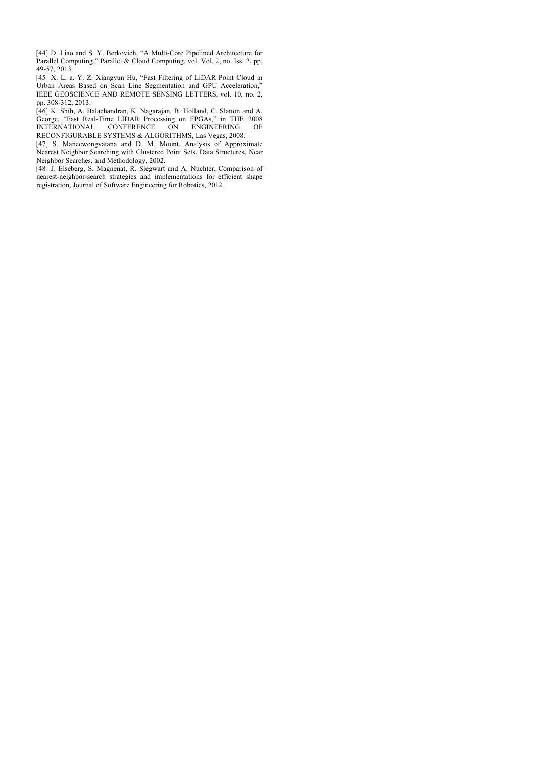[44] D. Liao and S. Y. Berkovich, “A Multi-Core Pipelined Architecture for Parallel Computing,” Parallel & Cloud Computing, vol. Vol. 2, no. Iss. 2, pp. 49-57, 2013.

[45] X. L. a. Y. Z. Xiangyun Hu, “Fast Filtering of LiDAR Point Cloud in Urban Areas Based on Scan Line Segmentation and GPU Acceleration,” IEEE GEOSCIENCE AND REMOTE SENSING LETTERS, vol. 10, no. 2, pp. 308-312, 2013.

[46] K. Shih, A. Balachandran, K. Nagarajan, B. Holland, C. Slatton and A. George, “Fast Real-Time LIDAR Processing on FPGAs,” in THE 2008 INTERNATIONAL CONFERENCE ON ENGINEERING OF RECONFIGURABLE SYSTEMS & ALGORITHMS, Las Vegas, 2008.

[47] S. Maneewongvatana and D. M. Mount, Analysis of Approximate Nearest Neighbor Searching with Clustered Point Sets, Data Structures, Near Neighbor Searches, and Methodology, 2002.

[48] J. Elseberg, S. Magnenat, R. Siegwart and A. Nuchter, Comparison of nearest-neighbor-search strategies and implementations for efficient shape registration, Journal of Software Engineering for Robotics, 2012.